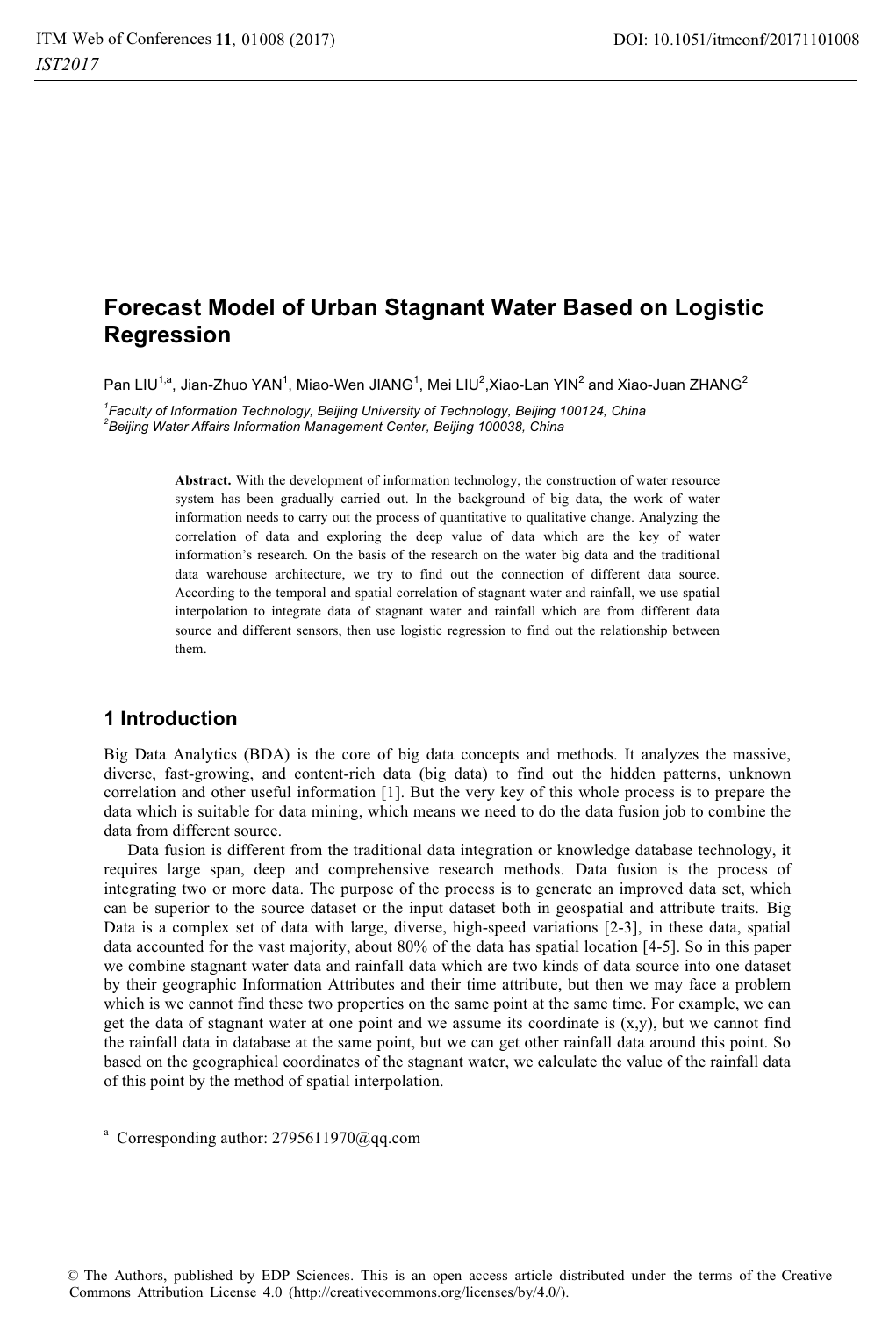# Forecast Model of Urban Stagnant Water Based on Logistic Regression

Pan LIU[1,a], Jian-Zhuo YAN[1], Miao-Wen JIANG[1], Mei LIU[2],Xiao-Lan YIN[2] and Xiao-Juan ZHANG[2]

[1]*Faculty of Information Technology, Beijing University of Technology, Beijing 100124, China*
[2]*Beijing Water Affairs Information Management Center, Beijing 100038, China*

**Abstract.** With the development of information technology, the construction of water resource system has been gradually carried out. In the background of big data, the work of water information needs to carry out the process of quantitative to qualitative change. Analyzing the correlation of data and exploring the deep value of data which are the key of water information's research. On the basis of the research on the water big data and the traditional data warehouse architecture, we try to find out the connection of different data source. According to the temporal and spatial correlation of stagnant water and rainfall, we use spatial interpolation to integrate data of stagnant water and rainfall which are from different data source and different sensors, then use logistic regression to find out the relationship between them.

## 1 Introduction

Big Data Analytics (BDA) is the core of big data concepts and methods. It analyzes the massive, diverse, fast-growing, and content-rich data (big data) to find out the hidden patterns, unknown correlation and other useful information [1]. But the very key of this whole process is to prepare the data which is suitable for data mining, which means we need to do the data fusion job to combine the data from different source.

Data fusion is different from the traditional data integration or knowledge database technology, it requires large span, deep and comprehensive research methods. Data fusion is the process of integrating two or more data. The purpose of the process is to generate an improved data set, which can be superior to the source dataset or the input dataset both in geospatial and attribute traits. Big Data is a complex set of data with large, diverse, high-speed variations [2-3], in these data, spatial data accounted for the vast majority, about 80% of the data has spatial location [4-5]. So in this paper we combine stagnant water data and rainfall data which are two kinds of data source into one dataset by their geographic Information Attributes and their time attribute, but then we may face a problem which is we cannot find these two properties on the same point at the same time. For example, we can get the data of stagnant water at one point and we assume its coordinate is (x,y), but we cannot find the rainfall data in database at the same point, but we can get other rainfall data around this point. So based on the geographical coordinates of the stagnant water, we calculate the value of the rainfall data of this point by the method of spatial interpolation.

[a] Corresponding author: 2795611970@qq.com

© The Authors, published by EDP Sciences. This is an open access article distributed under the terms of the Creative Commons Attribution License 4.0 (http://creativecommons.org/licenses/by/4.0/).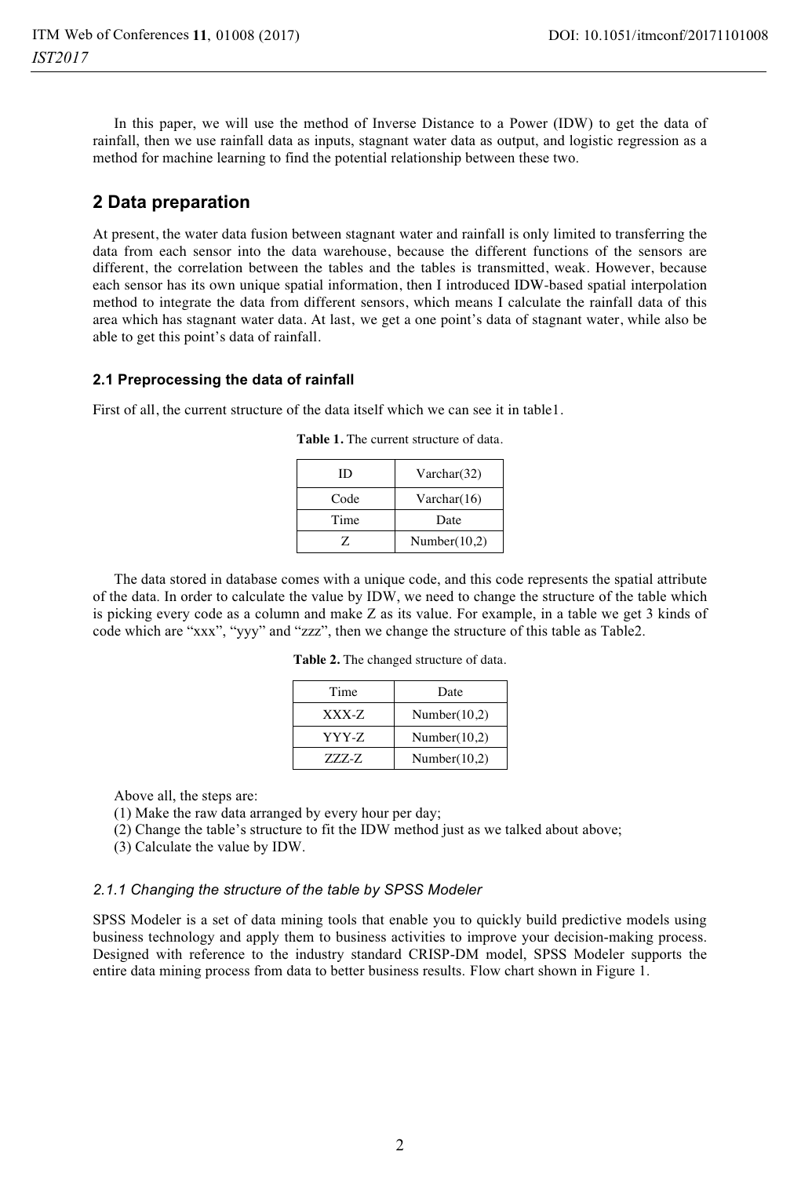In this paper, we will use the method of Inverse Distance to a Power (IDW) to get the data of rainfall, then we use rainfall data as inputs, stagnant water data as output, and logistic regression as a method for machine learning to find the potential relationship between these two.

## 2 Data preparation

At present, the water data fusion between stagnant water and rainfall is only limited to transferring the data from each sensor into the data warehouse, because the different functions of the sensors are different, the correlation between the tables and the tables is transmitted, weak. However, because each sensor has its own unique spatial information, then I introduced IDW-based spatial interpolation method to integrate the data from different sensors, which means I calculate the rainfall data of this area which has stagnant water data. At last, we get a one point's data of stagnant water, while also be able to get this point's data of rainfall.

### 2.1 Preprocessing the data of rainfall

First of all, the current structure of the data itself which we can see it in table1.

**Table 1.** The current structure of data.

| ID | Varchar(32) |
|---|---|
| Code | Varchar(16) |
| Time | Date |
| Z | Number(10,2) |

The data stored in database comes with a unique code, and this code represents the spatial attribute of the data. In order to calculate the value by IDW, we need to change the structure of the table which is picking every code as a column and make Z as its value. For example, in a table we get 3 kinds of code which are "xxx", "yyy" and "zzz", then we change the structure of this table as Table2.

**Table 2.** The changed structure of data.

| Time | Date |
|---|---|
| XXX-Z | Number(10,2) |
| YYY-Z | Number(10,2) |
| ZZZ-Z | Number(10,2) |

Above all, the steps are:

(1) Make the raw data arranged by every hour per day;

(2) Change the table's structure to fit the IDW method just as we talked about above;

(3) Calculate the value by IDW.

#### *2.1.1 Changing the structure of the table by SPSS Modeler*

SPSS Modeler is a set of data mining tools that enable you to quickly build predictive models using business technology and apply them to business activities to improve your decision-making process. Designed with reference to the industry standard CRISP-DM model, SPSS Modeler supports the entire data mining process from data to better business results. Flow chart shown in Figure 1.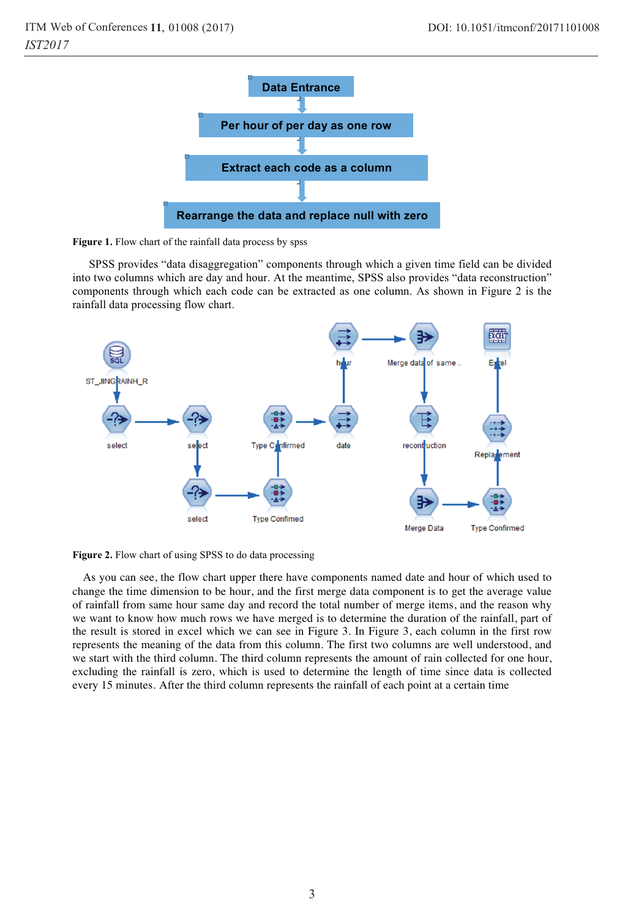Data Entrance

Per hour of per day as one row

Extract each code as a column

Rearrange the data and replace null with zero

**Figure 1.** Flow chart of the rainfall data process by spss

SPSS provides "data disaggregation" components through which a given time field can be divided into two columns which are day and hour. At the meantime, SPSS also provides "data reconstruction" components through which each code can be extracted as one column. As shown in Figure 2 is the rainfall data processing flow chart.

**Figure 2.** Flow chart of using SPSS to do data processing

As you can see, the flow chart upper there have components named date and hour of which used to change the time dimension to be hour, and the first merge data component is to get the average value of rainfall from same hour same day and record the total number of merge items, and the reason why we want to know how much rows we have merged is to determine the duration of the rainfall, part of the result is stored in excel which we can see in Figure 3. In Figure 3, each column in the first row represents the meaning of the data from this column. The first two columns are well understood, and we start with the third column. The third column represents the amount of rain collected for one hour, excluding the rainfall is zero, which is used to determine the length of time since data is collected every 15 minutes. After the third column represents the rainfall of each point at a certain time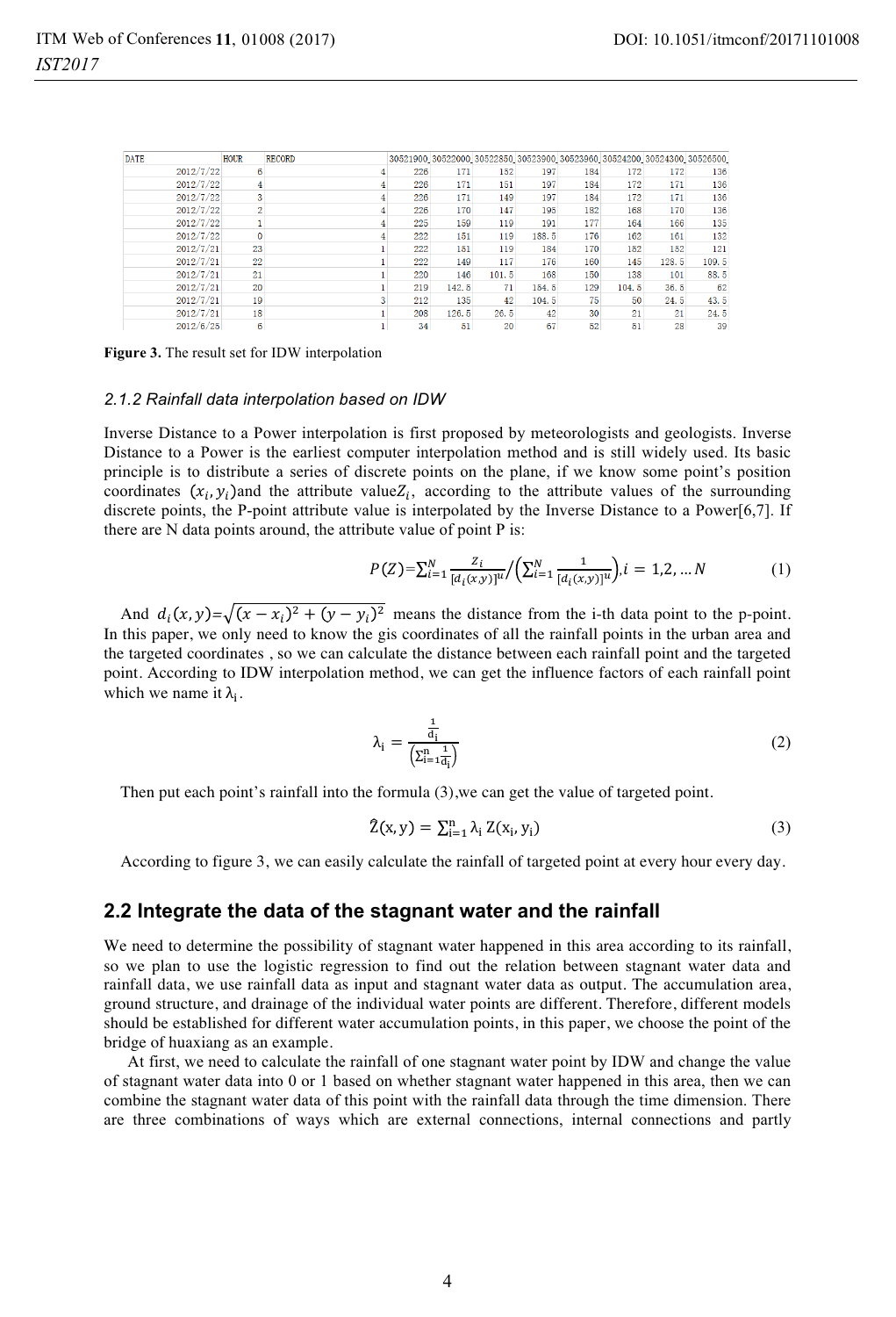| DATE | HOUR | RECORD | | 30521900_ | 30522000_ | 30522850_ | 30523900_ | 30523960_ | 30524200_ | 30524300_ | 30526500_ |
|---|---|---|---|---|---|---|---|---|---|---|---|
| 2012/7/22 | 6 | | 4 | 226 | 171 | 152 | 197 | 184 | 172 | 172 | 136 |
| 2012/7/22 | 4 | | 4 | 226 | 171 | 151 | 197 | 184 | 172 | 171 | 136 |
| 2012/7/22 | 3 | | 4 | 226 | 171 | 149 | 197 | 184 | 172 | 171 | 136 |
| 2012/7/22 | 2 | | 4 | 226 | 170 | 147 | 195 | 182 | 168 | 170 | 136 |
| 2012/7/22 | 1 | | 4 | 225 | 159 | 119 | 191 | 177 | 164 | 166 | 135 |
| 2012/7/22 | 0 | | 4 | 222 | 151 | 119 | 188.5 | 176 | 162 | 161 | 132 |
| 2012/7/21 | 23 | | 1 | 222 | 151 | 119 | 184 | 170 | 152 | 152 | 121 |
| 2012/7/21 | 22 | | 1 | 222 | 149 | 117 | 176 | 160 | 145 | 128.5 | 109.5 |
| 2012/7/21 | 21 | | 1 | 220 | 146 | 101.5 | 168 | 150 | 138 | 101 | 88.5 |
| 2012/7/21 | 20 | | 1 | 219 | 142.5 | 71 | 154.5 | 129 | 104.5 | 36.5 | 62 |
| 2012/7/21 | 19 | | 3 | 212 | 135 | 42 | 104.5 | 75 | 50 | 24.5 | 43.5 |
| 2012/7/21 | 18 | | 1 | 208 | 126.5 | 26.5 | 42 | 30 | 21 | 21 | 24.5 |
| 2012/6/25 | 6 | | 1 | 34 | 51 | 20 | 67 | 52 | 51 | 28 | 39 |

**Figure 3.** The result set for IDW interpolation

### *2.1.2 Rainfall data interpolation based on IDW*

Inverse Distance to a Power interpolation is first proposed by meteorologists and geologists. Inverse Distance to a Power is the earliest computer interpolation method and is still widely used. Its basic principle is to distribute a series of discrete points on the plane, if we know some point's position coordinates $(x_i, y_i)$and the attribute value$Z_i$, according to the attribute values of the surrounding discrete points, the P-point attribute value is interpolated by the Inverse Distance to a Power[6,7]. If there are N data points around, the attribute value of point P is:

$$P(Z)=\sum_{i=1}^{N}\frac{Z_i}{[d_i(x,y)]^u}\Big/\left(\sum_{i=1}^{N}\frac{1}{[d_i(x,y)]^u}\right), i=1,2,\dots N \tag{1}$$

And $d_i(x,y)=\sqrt{(x-x_i)^2+(y-y_i)^2}$ means the distance from the i-th data point to the p-point. In this paper, we only need to know the gis coordinates of all the rainfall points in the urban area and the targeted coordinates , so we can calculate the distance between each rainfall point and the targeted point. According to IDW interpolation method, we can get the influence factors of each rainfall point which we name it $\lambda_i$.

$$\lambda_i = \frac{\frac{1}{d_i}}{\left(\sum_{i=1}^{n}\frac{1}{d_i}\right)} \tag{2}$$

Then put each point's rainfall into the formula (3),we can get the value of targeted point.

$$\hat{Z}(x,y) = \sum_{i=1}^{n}\lambda_i\, Z(x_i, y_i) \tag{3}$$

According to figure 3, we can easily calculate the rainfall of targeted point at every hour every day.

## 2.2 Integrate the data of the stagnant water and the rainfall

We need to determine the possibility of stagnant water happened in this area according to its rainfall, so we plan to use the logistic regression to find out the relation between stagnant water data and rainfall data, we use rainfall data as input and stagnant water data as output. The accumulation area, ground structure, and drainage of the individual water points are different. Therefore, different models should be established for different water accumulation points, in this paper, we choose the point of the bridge of huaxiang as an example.

At first, we need to calculate the rainfall of one stagnant water point by IDW and change the value of stagnant water data into 0 or 1 based on whether stagnant water happened in this area, then we can combine the stagnant water data of this point with the rainfall data through the time dimension. There are three combinations of ways which are external connections, internal connections and partly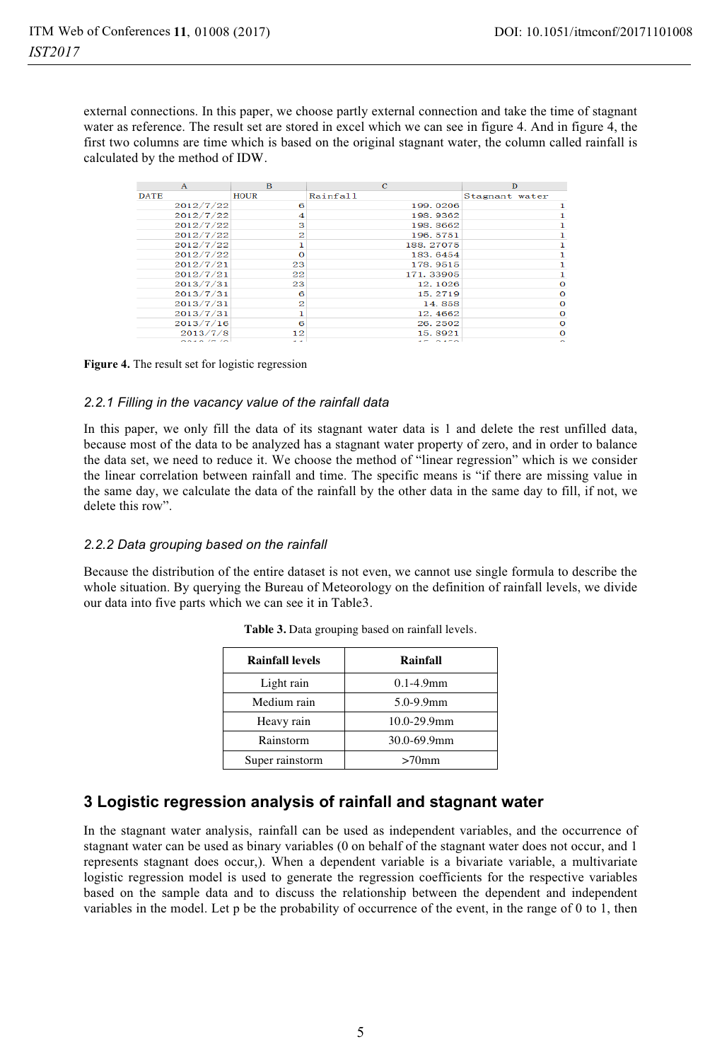external connections. In this paper, we choose partly external connection and take the time of stagnant water as reference. The result set are stored in excel which we can see in figure 4. And in figure 4, the first two columns are time which is based on the original stagnant water, the column called rainfall is calculated by the method of IDW.

| A | B | C | D |
|---|---|---|---|
| DATE | HOUR | Rainfall | Stagnant water |
| 2012/7/22 | 6 | 199.0206 | 1 |
| 2012/7/22 | 4 | 198.9362 | 1 |
| 2012/7/22 | 3 | 198.8662 | 1 |
| 2012/7/22 | 2 | 196.5751 | 1 |
| 2012/7/22 | 1 | 188.27075 | 1 |
| 2012/7/22 | 0 | 183.6454 | 1 |
| 2012/7/21 | 23 | 178.9515 | 1 |
| 2012/7/21 | 22 | 171.33905 | 1 |
| 2013/7/31 | 23 | 12.1026 | 0 |
| 2013/7/31 | 6 | 15.2719 | 0 |
| 2013/7/31 | 2 | 14.858 | 0 |
| 2013/7/31 | 1 | 12.4662 | 0 |
| 2013/7/16 | 6 | 26.2502 | 0 |
| 2013/7/8 | 12 | 15.8921 | 0 |

**Figure 4.** The result set for logistic regression

### *2.2.1 Filling in the vacancy value of the rainfall data*

In this paper, we only fill the data of its stagnant water data is 1 and delete the rest unfilled data, because most of the data to be analyzed has a stagnant water property of zero, and in order to balance the data set, we need to reduce it. We choose the method of "linear regression" which is we consider the linear correlation between rainfall and time. The specific means is "if there are missing value in the same day, we calculate the data of the rainfall by the other data in the same day to fill, if not, we delete this row".

### *2.2.2 Data grouping based on the rainfall*

Because the distribution of the entire dataset is not even, we cannot use single formula to describe the whole situation. By querying the Bureau of Meteorology on the definition of rainfall levels, we divide our data into five parts which we can see it in Table3.

**Table 3.** Data grouping based on rainfall levels.

| Rainfall levels | Rainfall |
|---|---|
| Light rain | 0.1-4.9mm |
| Medium rain | 5.0-9.9mm |
| Heavy rain | 10.0-29.9mm |
| Rainstorm | 30.0-69.9mm |
| Super rainstorm | >70mm |

## 3 Logistic regression analysis of rainfall and stagnant water

In the stagnant water analysis, rainfall can be used as independent variables, and the occurrence of stagnant water can be used as binary variables (0 on behalf of the stagnant water does not occur, and 1 represents stagnant does occur,). When a dependent variable is a bivariate variable, a multivariate logistic regression model is used to generate the regression coefficients for the respective variables based on the sample data and to discuss the relationship between the dependent and independent variables in the model. Let p be the probability of occurrence of the event, in the range of 0 to 1, then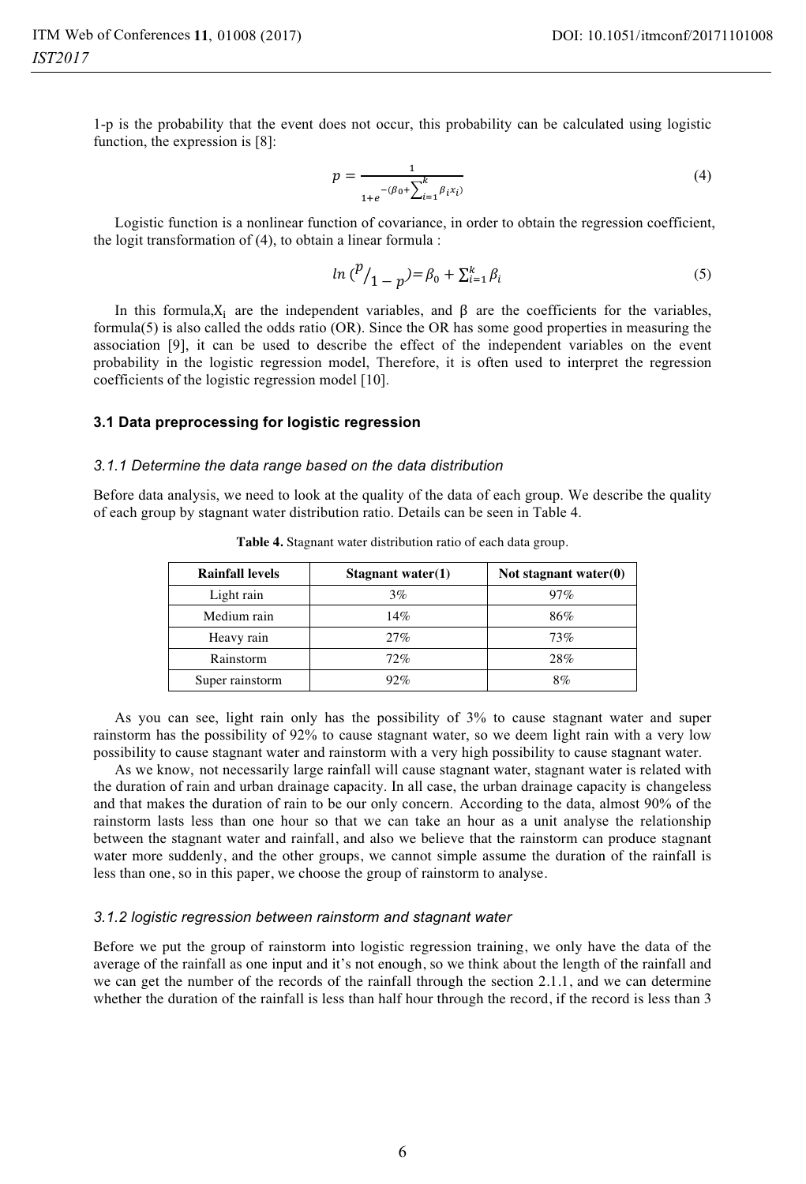1-p is the probability that the event does not occur, this probability can be calculated using logistic function, the expression is [8]:

$$p = \frac{1}{1+e^{-(\beta_0+\sum_{i=1}^{k}\beta_i x_i)}} \tag{4}$$

Logistic function is a nonlinear function of covariance, in order to obtain the regression coefficient, the logit transformation of (4), to obtain a linear formula :

$$ln\,(^{p}/_{1-p}) = \beta_0 + \sum_{i=1}^{k}\beta_i \tag{5}$$

In this formula,$X_i$ are the independent variables, and β are the coefficients for the variables, formula(5) is also called the odds ratio (OR). Since the OR has some good properties in measuring the association [9], it can be used to describe the effect of the independent variables on the event probability in the logistic regression model, Therefore, it is often used to interpret the regression coefficients of the logistic regression model [10].

### 3.1 Data preprocessing for logistic regression

#### *3.1.1 Determine the data range based on the data distribution*

Before data analysis, we need to look at the quality of the data of each group. We describe the quality of each group by stagnant water distribution ratio. Details can be seen in Table 4.

**Table 4.** Stagnant water distribution ratio of each data group.

| Rainfall levels | Stagnant water(1) | Not stagnant water(0) |
|---|---|---|
| Light rain | 3% | 97% |
| Medium rain | 14% | 86% |
| Heavy rain | 27% | 73% |
| Rainstorm | 72% | 28% |
| Super rainstorm | 92% | 8% |

As you can see, light rain only has the possibility of 3% to cause stagnant water and super rainstorm has the possibility of 92% to cause stagnant water, so we deem light rain with a very low possibility to cause stagnant water and rainstorm with a very high possibility to cause stagnant water.

As we know, not necessarily large rainfall will cause stagnant water, stagnant water is related with the duration of rain and urban drainage capacity. In all case, the urban drainage capacity is changeless and that makes the duration of rain to be our only concern. According to the data, almost 90% of the rainstorm lasts less than one hour so that we can take an hour as a unit analyse the relationship between the stagnant water and rainfall, and also we believe that the rainstorm can produce stagnant water more suddenly, and the other groups, we cannot simple assume the duration of the rainfall is less than one, so in this paper, we choose the group of rainstorm to analyse.

#### *3.1.2 logistic regression between rainstorm and stagnant water*

Before we put the group of rainstorm into logistic regression training, we only have the data of the average of the rainfall as one input and it's not enough, so we think about the length of the rainfall and we can get the number of the records of the rainfall through the section 2.1.1, and we can determine whether the duration of the rainfall is less than half hour through the record, if the record is less than 3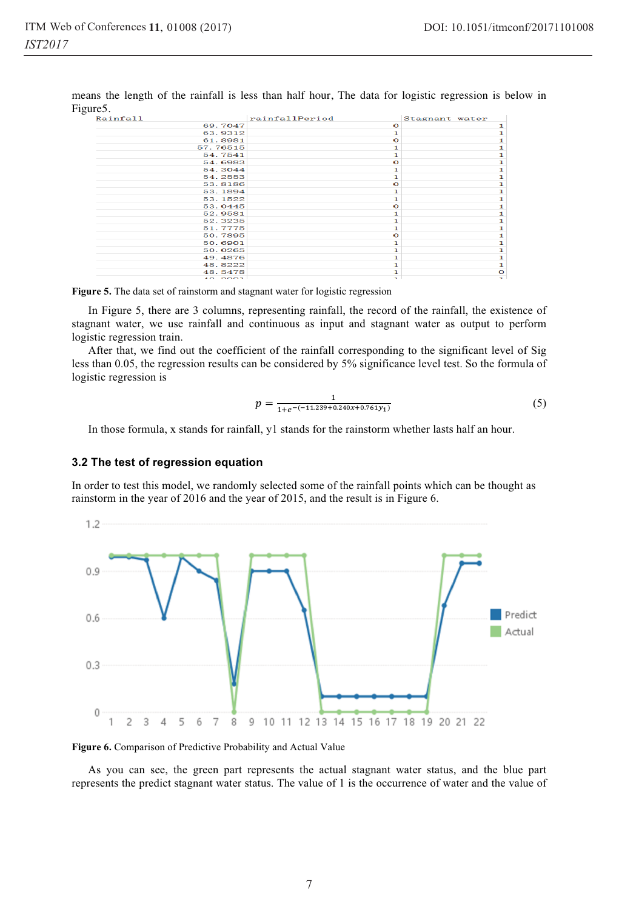means the length of the rainfall is less than half hour, The data for logistic regression is below in Figure5.

| Rainfall | rainfallPeriod | Stagnant water |
|---|---|---|
| 69.7047 | 0 | 1 |
| 63.9312 | 1 | 1 |
| 61.8981 | 0 | 1 |
| 57.76515 | 1 | 1 |
| 54.7541 | 1 | 1 |
| 54.6983 | 0 | 1 |
| 54.3044 | 1 | 1 |
| 54.2553 | 1 | 1 |
| 53.8186 | 0 | 1 |
| 53.1894 | 1 | 1 |
| 53.1522 | 1 | 1 |
| 53.0445 | 0 | 1 |
| 52.9581 | 1 | 1 |
| 52.3235 | 1 | 1 |
| 51.7775 | 1 | 1 |
| 50.7895 | 0 | 1 |
| 50.6901 | 1 | 1 |
| 50.0265 | 1 | 1 |
| 49.4876 | 1 | 1 |
| 48.8222 | 1 | 1 |
| 48.5478 | 1 | 0 |

**Figure 5.** The data set of rainstorm and stagnant water for logistic regression

In Figure 5, there are 3 columns, representing rainfall, the record of the rainfall, the existence of stagnant water, we use rainfall and continuous as input and stagnant water as output to perform logistic regression train.

After that, we find out the coefficient of the rainfall corresponding to the significant level of Sig less than 0.05, the regression results can be considered by 5% significance level test. So the formula of logistic regression is

$$p = \frac{1}{1+e^{-(-11.239+0.240x+0.761y_1)}} \tag{5}$$

In those formula, x stands for rainfall, y1 stands for the rainstorm whether lasts half an hour.

### 3.2 The test of regression equation

In order to test this model, we randomly selected some of the rainfall points which can be thought as rainstorm in the year of 2016 and the year of 2015, and the result is in Figure 6.

**Figure 6.** Comparison of Predictive Probability and Actual Value

As you can see, the green part represents the actual stagnant water status, and the blue part represents the predict stagnant water status. The value of 1 is the occurrence of water and the value of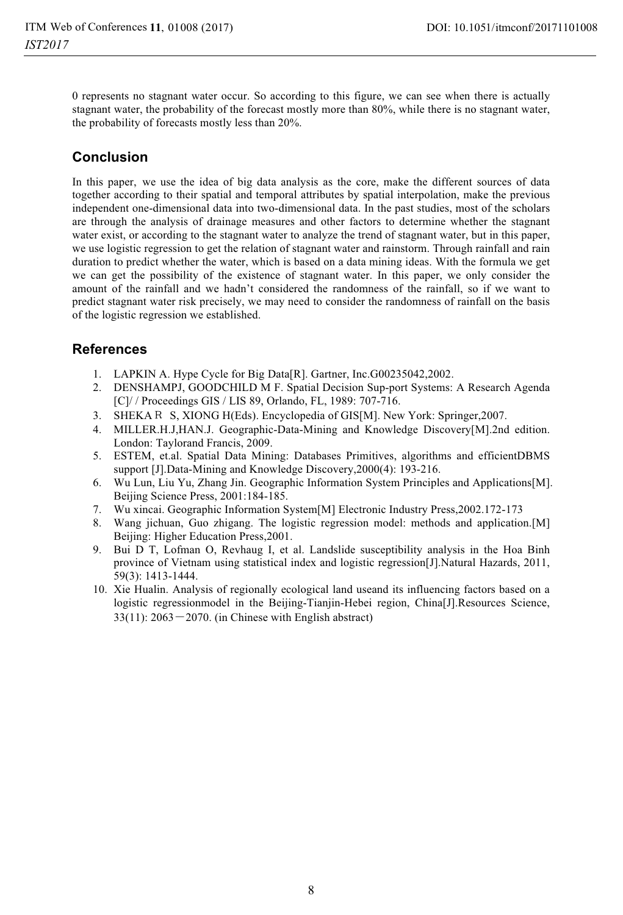0 represents no stagnant water occur. So according to this figure, we can see when there is actually stagnant water, the probability of the forecast mostly more than 80%, while there is no stagnant water, the probability of forecasts mostly less than 20%.

## Conclusion

In this paper, we use the idea of big data analysis as the core, make the different sources of data together according to their spatial and temporal attributes by spatial interpolation, make the previous independent one-dimensional data into two-dimensional data. In the past studies, most of the scholars are through the analysis of drainage measures and other factors to determine whether the stagnant water exist, or according to the stagnant water to analyze the trend of stagnant water, but in this paper, we use logistic regression to get the relation of stagnant water and rainstorm. Through rainfall and rain duration to predict whether the water, which is based on a data mining ideas. With the formula we get we can get the possibility of the existence of stagnant water. In this paper, we only consider the amount of the rainfall and we hadn't considered the randomness of the rainfall, so if we want to predict stagnant water risk precisely, we may need to consider the randomness of rainfall on the basis of the logistic regression we established.

## References

1. LAPKIN A. Hype Cycle for Big Data[R]. Gartner, Inc.G00235042,2002.
2. DENSHAMPJ, GOODCHILD M F. Spatial Decision Sup-port Systems: A Research Agenda [C]/ / Proceedings GIS / LIS 89, Orlando, FL, 1989: 707-716.
3. SHEKAＲ S, XIONG H(Eds). Encyclopedia of GIS[M]. New York: Springer,2007.
4. MILLER.H.J,HAN.J. Geographic-Data-Mining and Knowledge Discovery[M].2nd edition. London: Taylorand Francis, 2009.
5. ESTEM, et.al. Spatial Data Mining: Databases Primitives, algorithms and efficientDBMS support [J].Data-Mining and Knowledge Discovery,2000(4): 193-216.
6. Wu Lun, Liu Yu, Zhang Jin. Geographic Information System Principles and Applications[M]. Beijing Science Press, 2001:184-185.
7. Wu xincai. Geographic Information System[M] Electronic Industry Press,2002.172-173
8. Wang jichuan, Guo zhigang. The logistic regression model: methods and application.[M] Beijing: Higher Education Press,2001.
9. Bui D T, Lofman O, Revhaug I, et al. Landslide susceptibility analysis in the Hoa Binh province of Vietnam using statistical index and logistic regression[J].Natural Hazards, 2011, 59(3): 1413-1444.
10. Xie Hualin. Analysis of regionally ecological land useand its influencing factors based on a logistic regressionmodel in the Beijing-Tianjin-Hebei region, China[J].Resources Science, 33(11): 2063－2070. (in Chinese with English abstract)